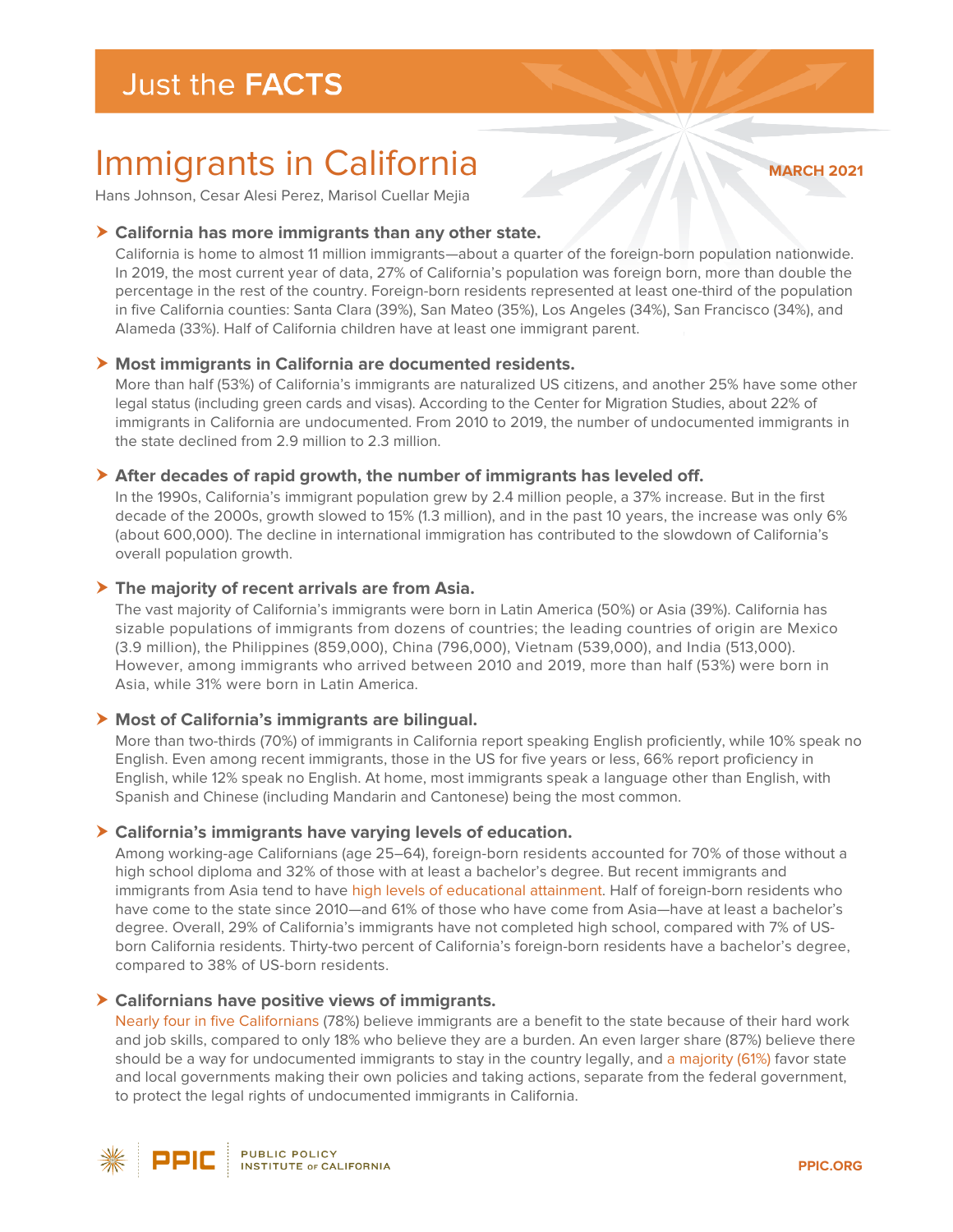Just the **FACTS**

# Immigrants in California

**MARCH 2021**

Hans Johnson, Cesar Alesi Perez, Marisol Cuellar Mejia

## California has more immigrants than any other state.

California is home to almost 11 million immigrants—about a quarter of the foreign-born population nationwide. In 2019, the most current year of data, 27% of California's population was foreign born, more than double the percentage in the rest of the country. Foreign-born residents represented at least one-third of the population in five California counties: Santa Clara (39%), San Mateo (35%), Los Angeles (34%), San Francisco (34%), and Alameda (33%). Half of California children have at least one immigrant parent.

## Most immigrants in California are documented residents.

More than half (53%) of California's immigrants are naturalized US citizens, and another 25% have some other legal status (including green cards and visas). According to the Center for Migration Studies, about 22% of immigrants in California are undocumented. From 2010 to 2019, the number of undocumented immigrants in the state declined from 2.9 million to 2.3 million.

## After decades of rapid growth, the number of immigrants has leveled off.

In the 1990s, California's immigrant population grew by 2.4 million people, a 37% increase. But in the first decade of the 2000s, growth slowed to 15% (1.3 million), and in the past 10 years, the increase was only 6% (about 600,000). The decline in international immigration has contributed to the slowdown of California's overall population growth.

## The majority of recent arrivals are from Asia.

The vast majority of California's immigrants were born in Latin America (50%) or Asia (39%). California has sizable populations of immigrants from dozens of countries; the leading countries of origin are Mexico (3.9 million), the Philippines (859,000), China (796,000), Vietnam (539,000), and India (513,000). However, among immigrants who arrived between 2010 and 2019, more than half (53%) were born in Asia, while 31% were born in Latin America.

## Most of California's immigrants are bilingual.

More than two-thirds (70%) of immigrants in California report speaking English proficiently, while 10% speak no English. Even among recent immigrants, those in the US for five years or less, 66% report proficiency in English, while 12% speak no English. At home, most immigrants speak a language other than English, with Spanish and Chinese (including Mandarin and Cantonese) being the most common.

## California's immigrants have varying levels of education.

Among working-age Californians (age 25–64), foreign-born residents accounted for 70% of those without a high school diploma and 32% of those with at least a bachelor's degree. But recent immigrants and immigrants from Asia tend to have high levels of educational attainment. Half of foreign-born residents who have come to the state since 2010—and 61% of those who have come from Asia—have at least a bachelor's degree. Overall, 29% of California's immigrants have not completed high school, compared with 7% of US-born California residents. Thirty-two percent of California's foreign-born residents have a bachelor's degree, compared to 38% of US-born residents.

## Californians have positive views of immigrants.

Nearly four in five Californians (78%) believe immigrants are a benefit to the state because of their hard work and job skills, compared to only 18% who believe they are a burden. An even larger share (87%) believe there should be a way for undocumented immigrants to stay in the country legally, and a majority (61%) favor state and local governments making their own policies and taking actions, separate from the federal government, to protect the legal rights of undocumented immigrants in California.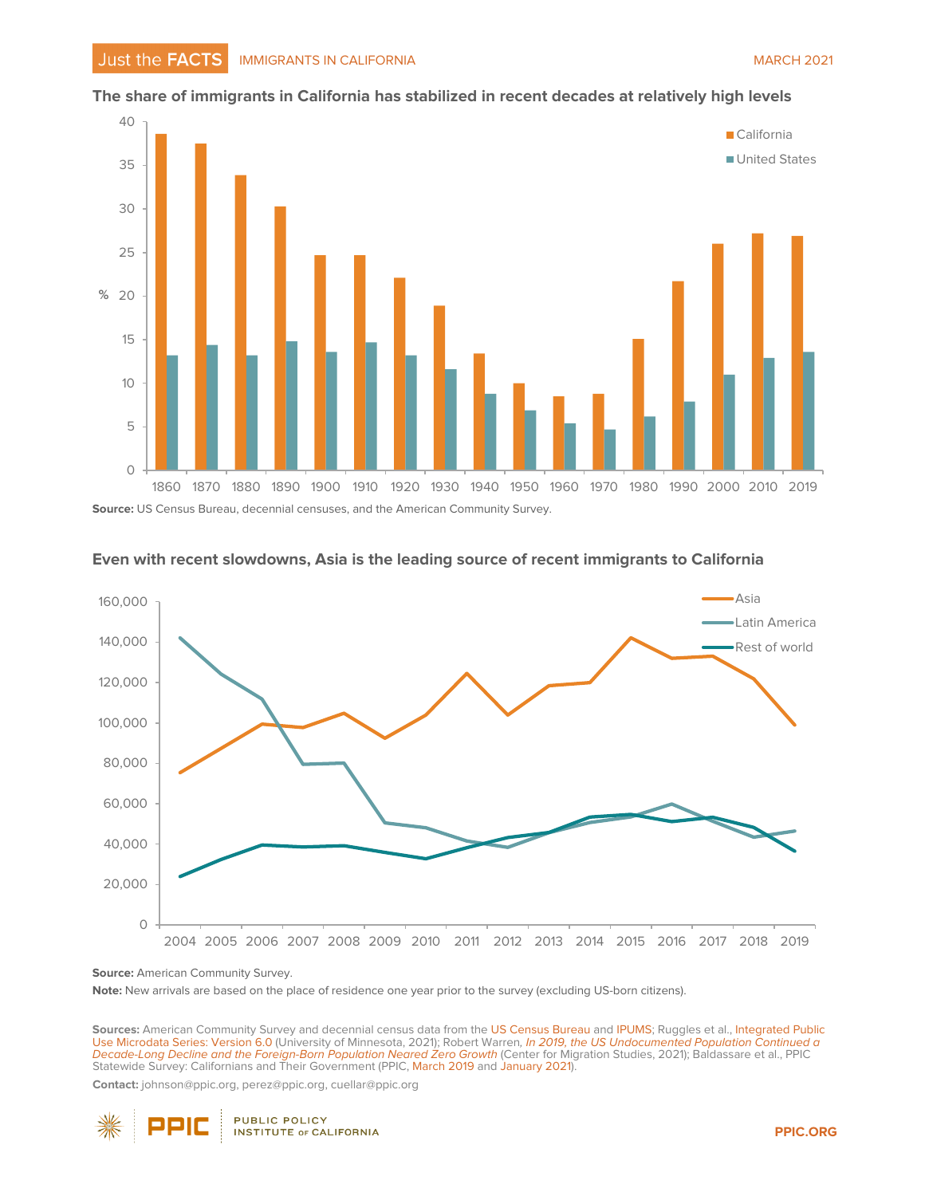**The share of immigrants in California has stabilized in recent decades at relatively high levels**

40
35
30
25
% 20
15
10
5
0

1860 1870 1880 1890 1900 1910 1920 1930 1940 1950 1960 1970 1980 1990 2000 2010 2019

California
United States

**Source:** US Census Bureau, decennial censuses, and the American Community Survey.

**Even with recent slowdowns, Asia is the leading source of recent immigrants to California**

160,000
140,000
120,000
100,000
80,000
60,000
40,000
20,000
0

2004 2005 2006 2007 2008 2009 2010 2011 2012 2013 2014 2015 2016 2017 2018 2019

Asia
Latin America
Rest of world

**Source:** American Community Survey.

**Note:** New arrivals are based on the place of residence one year prior to the survey (excluding US-born citizens).

**Sources:** American Community Survey and decennial census data from the US Census Bureau and IPUMS; Ruggles et al., Integrated Public Use Microdata Series: Version 6.0 (University of Minnesota, 2021); Robert Warren, *In 2019, the US Undocumented Population Continued a Decade-Long Decline and the Foreign-Born Population Neared Zero Growth* (Center for Migration Studies, 2021); Baldassare et al., PPIC Statewide Survey: Californians and Their Government (PPIC, March 2019 and January 2021).

**Contact:** johnson@ppic.org, perez@ppic.org, cuellar@ppic.org